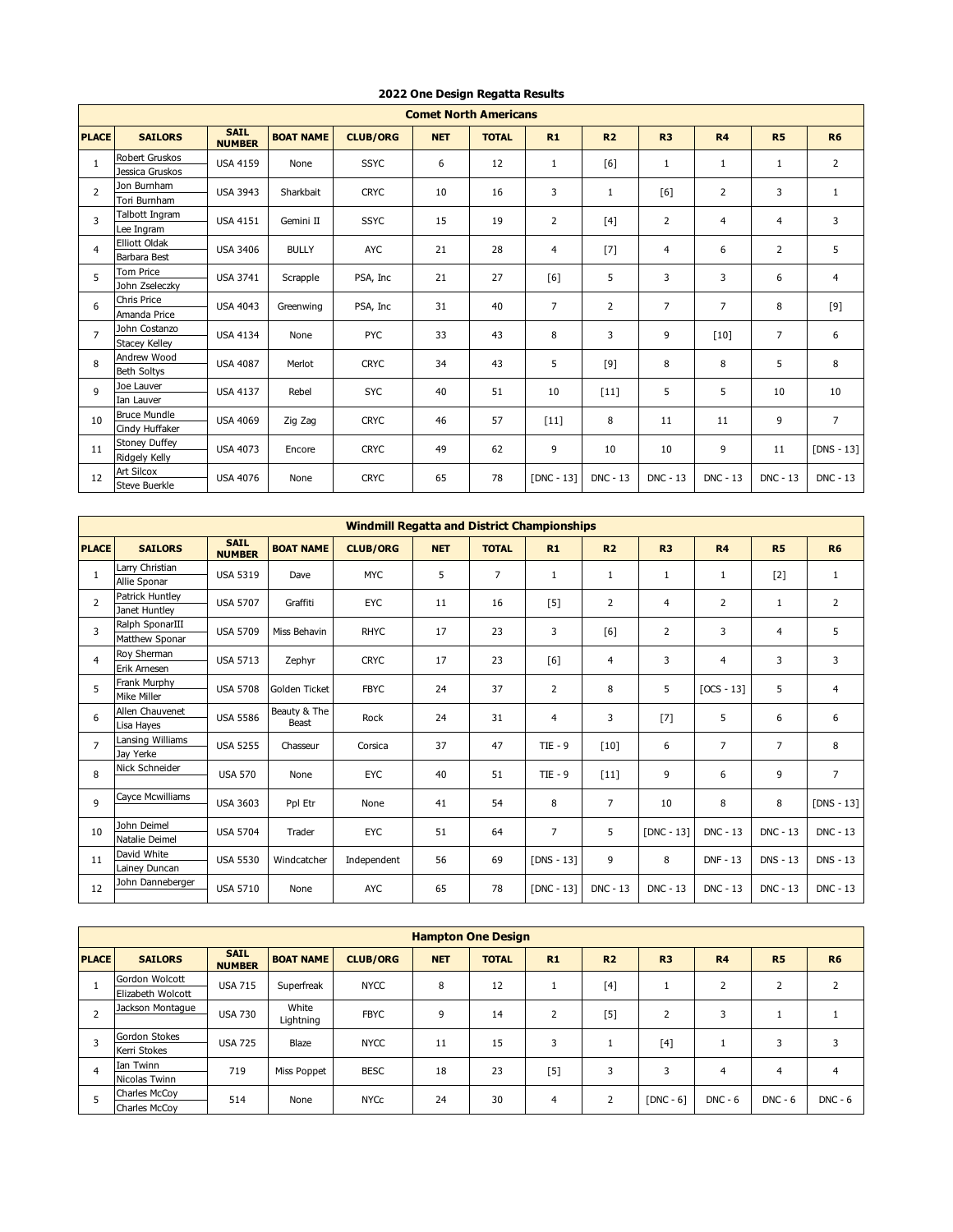# 2022 One Design Regatta Results

## Comet North Americans

| PLACE | SAILORS | SAIL NUMBER | BOAT NAME | CLUB/ORG | NET | TOTAL | R1 | R2 | R3 | R4 | R5 | R6 |
|---|---|---|---|---|---|---|---|---|---|---|---|---|
| 1 | Robert Gruskos<br>Jessica Gruskos | USA 4159 | None | SSYC | 6 | 12 | 1 | [6] | 1 | 1 | 1 | 2 |
| 2 | Jon Burnham<br>Tori Burnham | USA 3943 | Sharkbait | CRYC | 10 | 16 | 3 | 1 | [6] | 2 | 3 | 1 |
| 3 | Talbott Ingram<br>Lee Ingram | USA 4151 | Gemini II | SSYC | 15 | 19 | 2 | [4] | 2 | 4 | 4 | 3 |
| 4 | Elliott Oldak<br>Barbara Best | USA 3406 | BULLY | AYC | 21 | 28 | 4 | [7] | 4 | 6 | 2 | 5 |
| 5 | Tom Price<br>John Zseleczky | USA 3741 | Scrapple | PSA, Inc | 21 | 27 | [6] | 5 | 3 | 3 | 6 | 4 |
| 6 | Chris Price<br>Amanda Price | USA 4043 | Greenwing | PSA, Inc | 31 | 40 | 7 | 2 | 7 | 7 | 8 | [9] |
| 7 | John Costanzo<br>Stacey Kelley | USA 4134 | None | PYC | 33 | 43 | 8 | 3 | 9 | [10] | 7 | 6 |
| 8 | Andrew Wood<br>Beth Soltys | USA 4087 | Merlot | CRYC | 34 | 43 | 5 | [9] | 8 | 8 | 5 | 8 |
| 9 | Joe Lauver<br>Ian Lauver | USA 4137 | Rebel | SYC | 40 | 51 | 10 | [11] | 5 | 5 | 10 | 10 |
| 10 | Bruce Mundle<br>Cindy Huffaker | USA 4069 | Zig Zag | CRYC | 46 | 57 | [11] | 8 | 11 | 11 | 9 | 7 |
| 11 | Stoney Duffey<br>Ridgely Kelly | USA 4073 | Encore | CRYC | 49 | 62 | 9 | 10 | 10 | 9 | 11 | [DNS - 13] |
| 12 | Art Silcox<br>Steve Buerkle | USA 4076 | None | CRYC | 65 | 78 | [DNC - 13] | DNC - 13 | DNC - 13 | DNC - 13 | DNC - 13 | DNC - 13 |

## Windmill Regatta and District Championships

| PLACE | SAILORS | SAIL NUMBER | BOAT NAME | CLUB/ORG | NET | TOTAL | R1 | R2 | R3 | R4 | R5 | R6 |
|---|---|---|---|---|---|---|---|---|---|---|---|---|
| 1 | Larry Christian<br>Allie Sponar | USA 5319 | Dave | MYC | 5 | 7 | 1 | 1 | 1 | 1 | [2] | 1 |
| 2 | Patrick Huntley<br>Janet Huntley | USA 5707 | Graffiti | EYC | 11 | 16 | [5] | 2 | 4 | 2 | 1 | 2 |
| 3 | Ralph SponarIII<br>Matthew Sponar | USA 5709 | Miss Behavin | RHYC | 17 | 23 | 3 | [6] | 2 | 3 | 4 | 5 |
| 4 | Roy Sherman<br>Erik Arnesen | USA 5713 | Zephyr | CRYC | 17 | 23 | [6] | 4 | 3 | 4 | 3 | 3 |
| 5 | Frank Murphy<br>Mike Miller | USA 5708 | Golden Ticket | FBYC | 24 | 37 | 2 | 8 | 5 | [OCS - 13] | 5 | 4 |
| 6 | Allen Chauvenet<br>Lisa Hayes | USA 5586 | Beauty & The Beast | Rock | 24 | 31 | 4 | 3 | [7] | 5 | 6 | 6 |
| 7 | Lansing Williams<br>Jay Yerke | USA 5255 | Chasseur | Corsica | 37 | 47 | TIE - 9 | [10] | 6 | 7 | 7 | 8 |
| 8 | Nick Schneider | USA 570 | None | EYC | 40 | 51 | TIE - 9 | [11] | 9 | 6 | 9 | 7 |
| 9 | Cayce Mcwilliams | USA 3603 | Ppl Etr | None | 41 | 54 | 8 | 7 | 10 | 8 | 8 | [DNS - 13] |
| 10 | John Deimel<br>Natalie Deimel | USA 5704 | Trader | EYC | 51 | 64 | 7 | 5 | [DNC - 13] | DNC - 13 | DNC - 13 | DNC - 13 |
| 11 | David White<br>Lainey Duncan | USA 5530 | Windcatcher | Independent | 56 | 69 | [DNS - 13] | 9 | 8 | DNF - 13 | DNS - 13 | DNS - 13 |
| 12 | John Danneberger | USA 5710 | None | AYC | 65 | 78 | [DNC - 13] | DNC - 13 | DNC - 13 | DNC - 13 | DNC - 13 | DNC - 13 |

## Hampton One Design

| PLACE | SAILORS | SAIL NUMBER | BOAT NAME | CLUB/ORG | NET | TOTAL | R1 | R2 | R3 | R4 | R5 | R6 |
|---|---|---|---|---|---|---|---|---|---|---|---|---|
| 1 | Gordon Wolcott<br>Elizabeth Wolcott | USA 715 | Superfreak | NYCC | 8 | 12 | 1 | [4] | 1 | 2 | 2 | 2 |
| 2 | Jackson Montague | USA 730 | White Lightning | FBYC | 9 | 14 | 2 | [5] | 2 | 3 | 1 | 1 |
| 3 | Gordon Stokes<br>Kerri Stokes | USA 725 | Blaze | NYCC | 11 | 15 | 3 | 1 | [4] | 1 | 3 | 3 |
| 4 | Ian Twinn<br>Nicolas Twinn | 719 | Miss Poppet | BESC | 18 | 23 | [5] | 3 | 3 | 4 | 4 | 4 |
| 5 | Charles McCoy<br>Charles McCoy | 514 | None | NYCc | 24 | 30 | 4 | 2 | [DNC - 6] | DNC - 6 | DNC - 6 | DNC - 6 |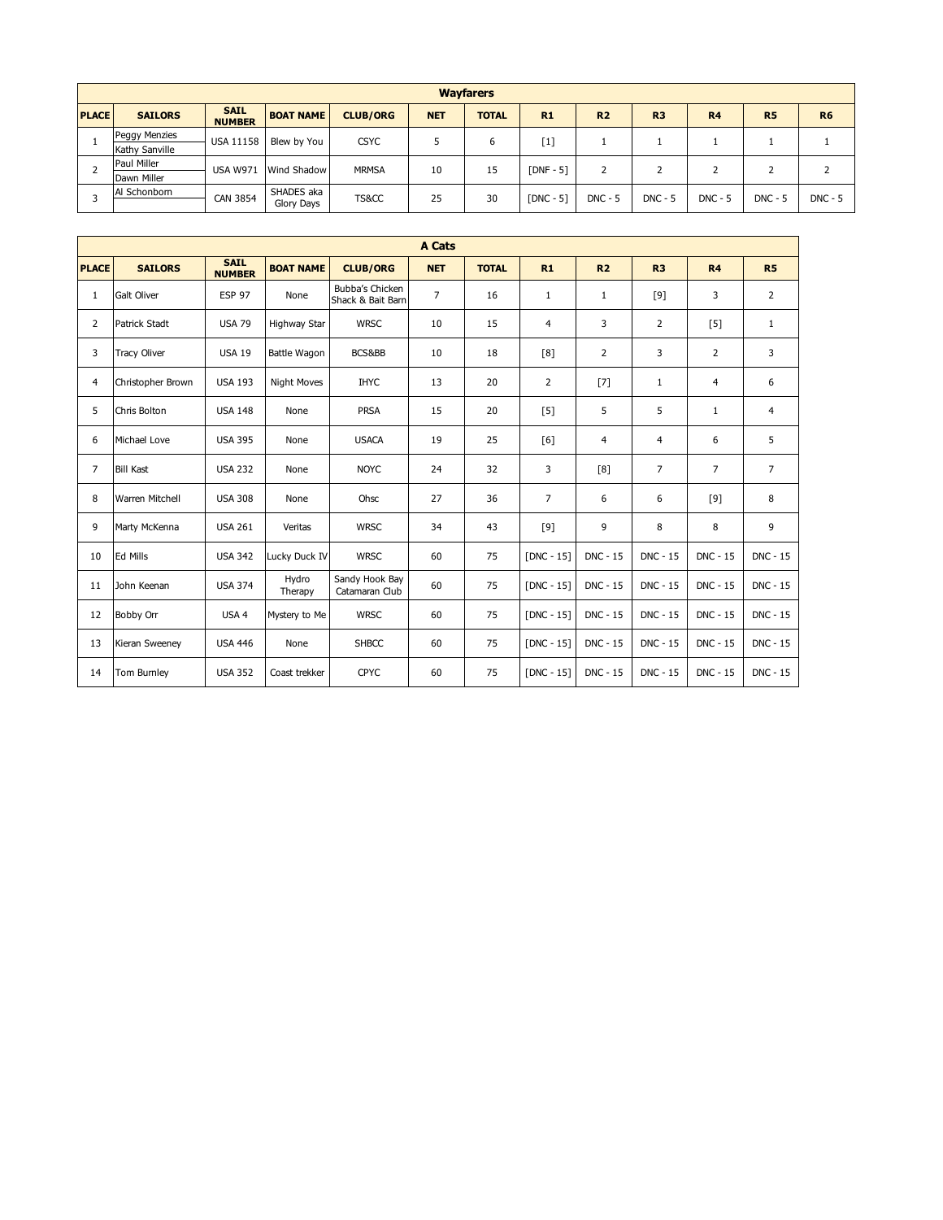## Wayfarers

| PLACE | SAILORS | SAIL NUMBER | BOAT NAME | CLUB/ORG | NET | TOTAL | R1 | R2 | R3 | R4 | R5 | R6 |
|---|---|---|---|---|---|---|---|---|---|---|---|---|
| 1 | Peggy Menzies<br>Kathy Sanville | USA 11158 | Blew by You | CSYC | 5 | 6 | [1] | 1 | 1 | 1 | 1 | 1 |
| 2 | Paul Miller<br>Dawn Miller | USA W971 | Wind Shadow | MRMSA | 10 | 15 | [DNF - 5] | 2 | 2 | 2 | 2 | 2 |
| 3 | Al Schonborn | CAN 3854 | SHADES aka Glory Days | TS&CC | 25 | 30 | [DNC - 5] | DNC - 5 | DNC - 5 | DNC - 5 | DNC - 5 | DNC - 5 |

## A Cats

| PLACE | SAILORS | SAIL NUMBER | BOAT NAME | CLUB/ORG | NET | TOTAL | R1 | R2 | R3 | R4 | R5 |
|---|---|---|---|---|---|---|---|---|---|---|---|
| 1 | Galt Oliver | ESP 97 | None | Bubba's Chicken Shack & Bait Barn | 7 | 16 | 1 | 1 | [9] | 3 | 2 |
| 2 | Patrick Stadt | USA 79 | Highway Star | WRSC | 10 | 15 | 4 | 3 | 2 | [5] | 1 |
| 3 | Tracy Oliver | USA 19 | Battle Wagon | BCS&BB | 10 | 18 | [8] | 2 | 3 | 2 | 3 |
| 4 | Christopher Brown | USA 193 | Night Moves | IHYC | 13 | 20 | 2 | [7] | 1 | 4 | 6 |
| 5 | Chris Bolton | USA 148 | None | PRSA | 15 | 20 | [5] | 5 | 5 | 1 | 4 |
| 6 | Michael Love | USA 395 | None | USACA | 19 | 25 | [6] | 4 | 4 | 6 | 5 |
| 7 | Bill Kast | USA 232 | None | NOYC | 24 | 32 | 3 | [8] | 7 | 7 | 7 |
| 8 | Warren Mitchell | USA 308 | None | Ohsc | 27 | 36 | 7 | 6 | 6 | [9] | 8 |
| 9 | Marty McKenna | USA 261 | Veritas | WRSC | 34 | 43 | [9] | 9 | 8 | 8 | 9 |
| 10 | Ed Mills | USA 342 | Lucky Duck IV | WRSC | 60 | 75 | [DNC - 15] | DNC - 15 | DNC - 15 | DNC - 15 | DNC - 15 |
| 11 | John Keenan | USA 374 | Hydro Therapy | Sandy Hook Bay Catamaran Club | 60 | 75 | [DNC - 15] | DNC - 15 | DNC - 15 | DNC - 15 | DNC - 15 |
| 12 | Bobby Orr | USA 4 | Mystery to Me | WRSC | 60 | 75 | [DNC - 15] | DNC - 15 | DNC - 15 | DNC - 15 | DNC - 15 |
| 13 | Kieran Sweeney | USA 446 | None | SHBCC | 60 | 75 | [DNC - 15] | DNC - 15 | DNC - 15 | DNC - 15 | DNC - 15 |
| 14 | Tom Burnley | USA 352 | Coast trekker | CPYC | 60 | 75 | [DNC - 15] | DNC - 15 | DNC - 15 | DNC - 15 | DNC - 15 |